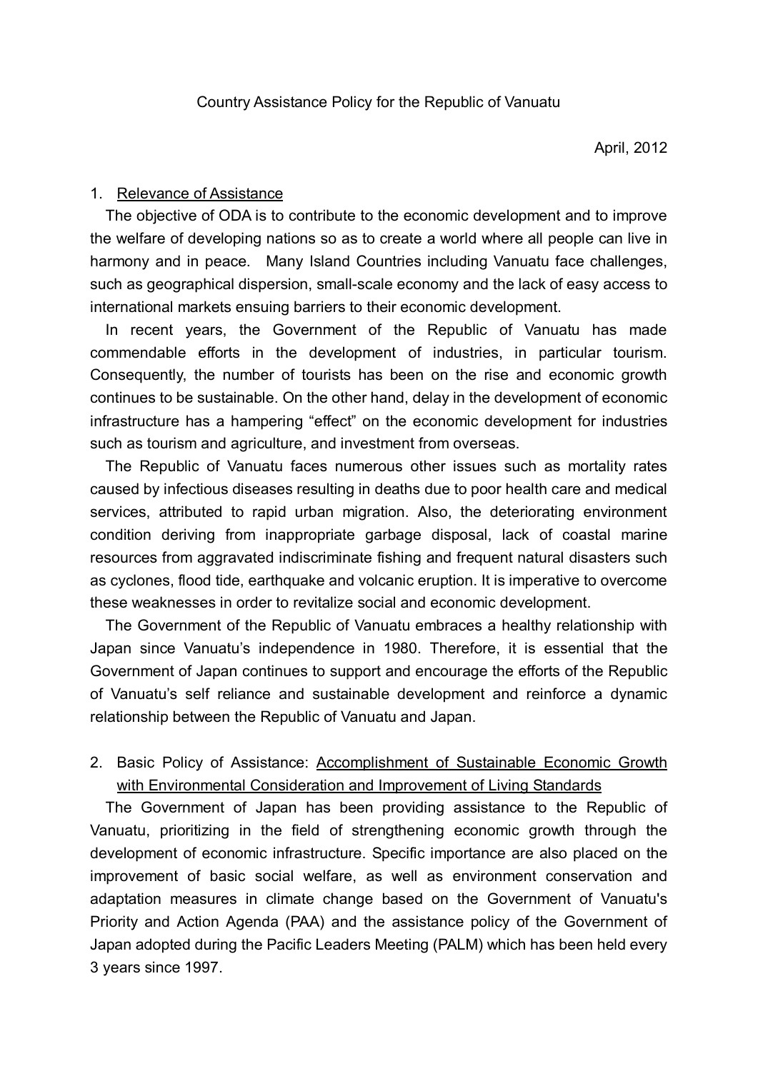# Country Assistance Policy for the Republic of Vanuatu

April, 2012

## 1. Relevance of Assistance

The objective of ODA is to contribute to the economic development and to improve the welfare of developing nations so as to create a world where all people can live in harmony and in peace. Many Island Countries including Vanuatu face challenges, such as geographical dispersion, small-scale economy and the lack of easy access to international markets ensuing barriers to their economic development.

In recent years, the Government of the Republic of Vanuatu has made commendable efforts in the development of industries, in particular tourism. Consequently, the number of tourists has been on the rise and economic growth continues to be sustainable. On the other hand, delay in the development of economic infrastructure has a hampering "effect" on the economic development for industries such as tourism and agriculture, and investment from overseas.

The Republic of Vanuatu faces numerous other issues such as mortality rates caused by infectious diseases resulting in deaths due to poor health care and medical services, attributed to rapid urban migration. Also, the deteriorating environment condition deriving from inappropriate garbage disposal, lack of coastal marine resources from aggravated indiscriminate fishing and frequent natural disasters such as cyclones, flood tide, earthquake and volcanic eruption. It is imperative to overcome these weaknesses in order to revitalize social and economic development.

The Government of the Republic of Vanuatu embraces a healthy relationship with Japan since Vanuatu's independence in 1980. Therefore, it is essential that the Government of Japan continues to support and encourage the efforts of the Republic of Vanuatu's self reliance and sustainable development and reinforce a dynamic relationship between the Republic of Vanuatu and Japan.

## 2. Basic Policy of Assistance: Accomplishment of Sustainable Economic Growth with Environmental Consideration and Improvement of Living Standards

The Government of Japan has been providing assistance to the Republic of Vanuatu, prioritizing in the field of strengthening economic growth through the development of economic infrastructure. Specific importance are also placed on the improvement of basic social welfare, as well as environment conservation and adaptation measures in climate change based on the Government of Vanuatu's Priority and Action Agenda (PAA) and the assistance policy of the Government of Japan adopted during the Pacific Leaders Meeting (PALM) which has been held every 3 years since 1997.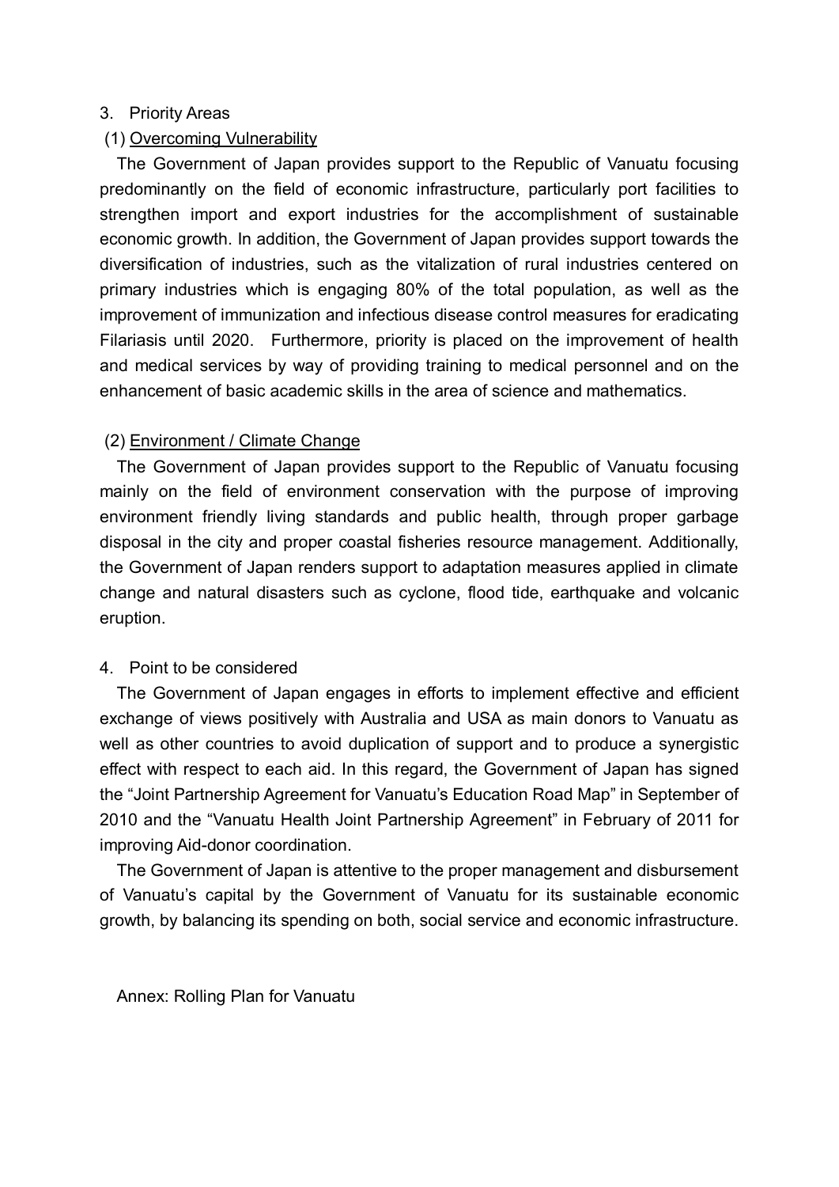## 3. Priority Areas

### (1) Overcoming Vulnerability

The Government of Japan provides support to the Republic of Vanuatu focusing predominantly on the field of economic infrastructure, particularly port facilities to strengthen import and export industries for the accomplishment of sustainable economic growth. In addition, the Government of Japan provides support towards the diversification of industries, such as the vitalization of rural industries centered on primary industries which is engaging 80% of the total population, as well as the improvement of immunization and infectious disease control measures for eradicating Filariasis until 2020. Furthermore, priority is placed on the improvement of health and medical services by way of providing training to medical personnel and on the enhancement of basic academic skills in the area of science and mathematics.

### (2) Environment / Climate Change

The Government of Japan provides support to the Republic of Vanuatu focusing mainly on the field of environment conservation with the purpose of improving environment friendly living standards and public health, through proper garbage disposal in the city and proper coastal fisheries resource management. Additionally, the Government of Japan renders support to adaptation measures applied in climate change and natural disasters such as cyclone, flood tide, earthquake and volcanic eruption.

## 4. Point to be considered

The Government of Japan engages in efforts to implement effective and efficient exchange of views positively with Australia and USA as main donors to Vanuatu as well as other countries to avoid duplication of support and to produce a synergistic effect with respect to each aid. In this regard, the Government of Japan has signed the “Joint Partnership Agreement for Vanuatu’s Education Road Map” in September of 2010 and the “Vanuatu Health Joint Partnership Agreement” in February of 2011 for improving Aid-donor coordination.

The Government of Japan is attentive to the proper management and disbursement of Vanuatu’s capital by the Government of Vanuatu for its sustainable economic growth, by balancing its spending on both, social service and economic infrastructure.

Annex: Rolling Plan for Vanuatu